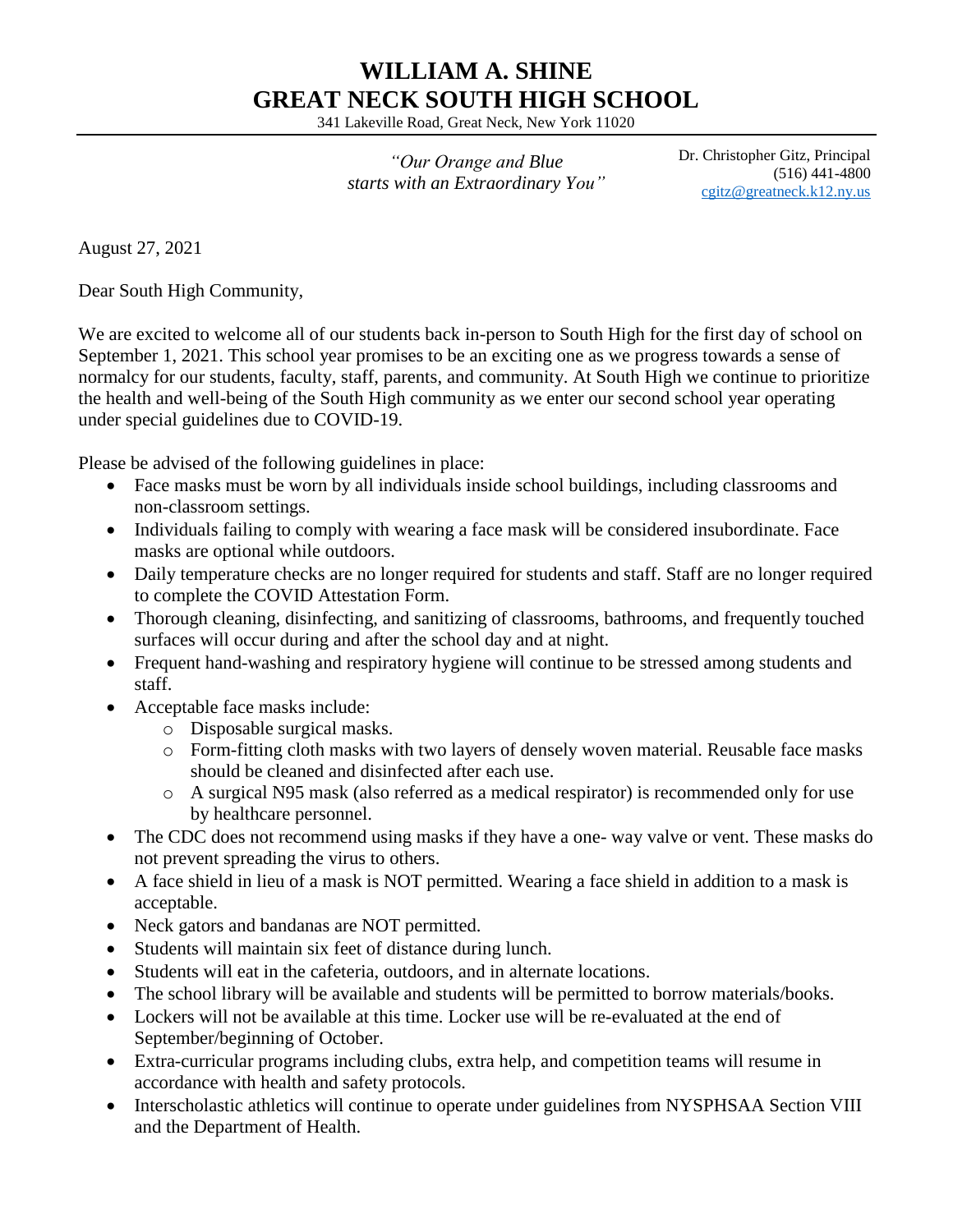# WILLIAM A. SHINE
# GREAT NECK SOUTH HIGH SCHOOL

341 Lakeville Road, Great Neck, New York 11020

*"Our Orange and Blue starts with an Extraordinary You"*

Dr. Christopher Gitz, Principal
(516) 441-4800
cgitz@greatneck.k12.ny.us

August 27, 2021

Dear South High Community,

We are excited to welcome all of our students back in-person to South High for the first day of school on September 1, 2021. This school year promises to be an exciting one as we progress towards a sense of normalcy for our students, faculty, staff, parents, and community. At South High we continue to prioritize the health and well-being of the South High community as we enter our second school year operating under special guidelines due to COVID-19.

Please be advised of the following guidelines in place:

- Face masks must be worn by all individuals inside school buildings, including classrooms and non-classroom settings.
- Individuals failing to comply with wearing a face mask will be considered insubordinate. Face masks are optional while outdoors.
- Daily temperature checks are no longer required for students and staff. Staff are no longer required to complete the COVID Attestation Form.
- Thorough cleaning, disinfecting, and sanitizing of classrooms, bathrooms, and frequently touched surfaces will occur during and after the school day and at night.
- Frequent hand-washing and respiratory hygiene will continue to be stressed among students and staff.
- Acceptable face masks include:
  - Disposable surgical masks.
  - Form-fitting cloth masks with two layers of densely woven material. Reusable face masks should be cleaned and disinfected after each use.
  - A surgical N95 mask (also referred as a medical respirator) is recommended only for use by healthcare personnel.
- The CDC does not recommend using masks if they have a one- way valve or vent. These masks do not prevent spreading the virus to others.
- A face shield in lieu of a mask is NOT permitted. Wearing a face shield in addition to a mask is acceptable.
- Neck gators and bandanas are NOT permitted.
- Students will maintain six feet of distance during lunch.
- Students will eat in the cafeteria, outdoors, and in alternate locations.
- The school library will be available and students will be permitted to borrow materials/books.
- Lockers will not be available at this time. Locker use will be re-evaluated at the end of September/beginning of October.
- Extra-curricular programs including clubs, extra help, and competition teams will resume in accordance with health and safety protocols.
- Interscholastic athletics will continue to operate under guidelines from NYSPHSAA Section VIII and the Department of Health.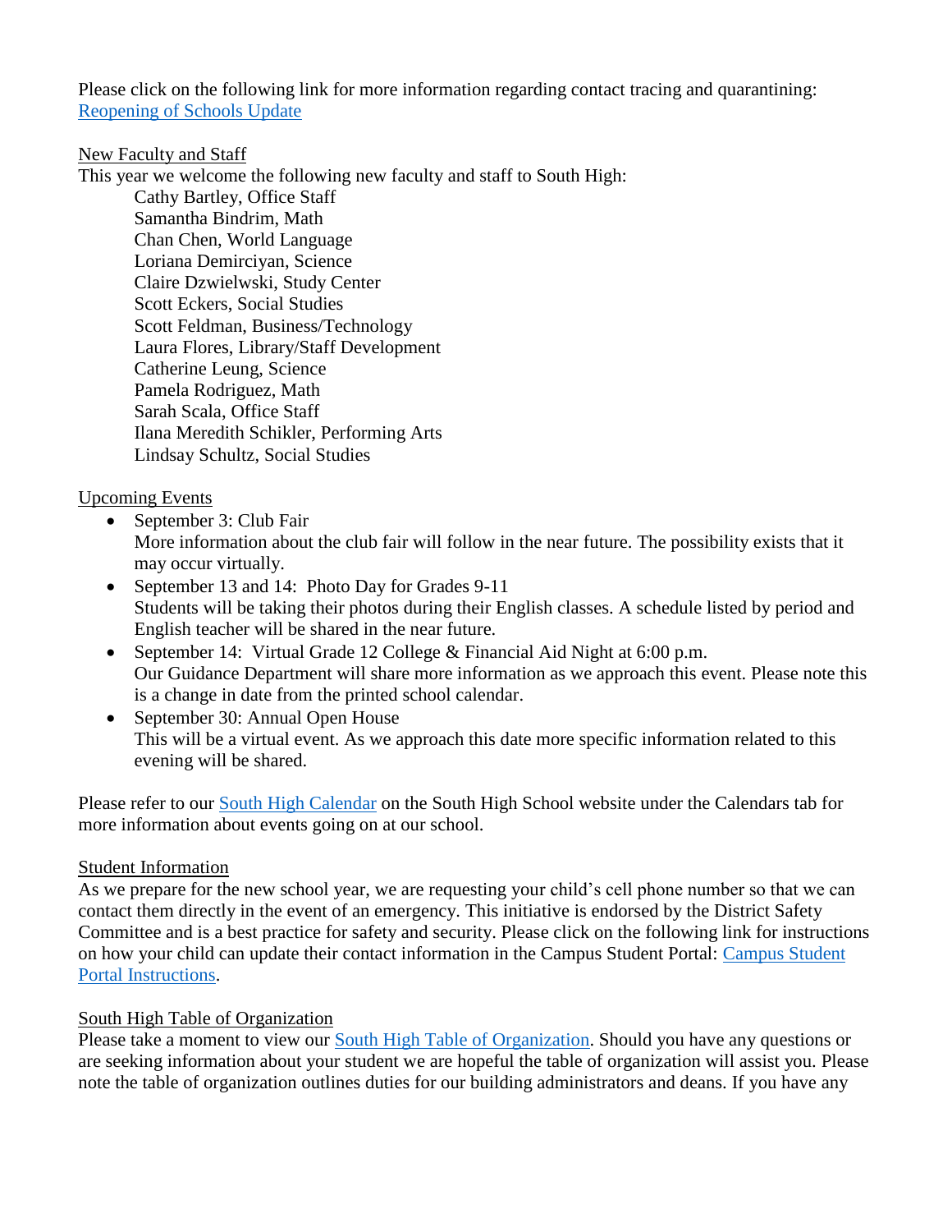Please click on the following link for more information regarding contact tracing and quarantining: [Reopening of Schools Update]

<u>New Faculty and Staff</u>

This year we welcome the following new faculty and staff to South High:

- Cathy Bartley, Office Staff
- Samantha Bindrim, Math
- Chan Chen, World Language
- Loriana Demirciyan, Science
- Claire Dzwielwski, Study Center
- Scott Eckers, Social Studies
- Scott Feldman, Business/Technology
- Laura Flores, Library/Staff Development
- Catherine Leung, Science
- Pamela Rodriguez, Math
- Sarah Scala, Office Staff
- Ilana Meredith Schikler, Performing Arts
- Lindsay Schultz, Social Studies

<u>Upcoming Events</u>

- September 3: Club Fair
  More information about the club fair will follow in the near future. The possibility exists that it may occur virtually.
- September 13 and 14: Photo Day for Grades 9-11
  Students will be taking their photos during their English classes. A schedule listed by period and English teacher will be shared in the near future.
- September 14: Virtual Grade 12 College & Financial Aid Night at 6:00 p.m.
  Our Guidance Department will share more information as we approach this event. Please note this is a change in date from the printed school calendar.
- September 30: Annual Open House
  This will be a virtual event. As we approach this date more specific information related to this evening will be shared.

Please refer to our [South High Calendar] on the South High School website under the Calendars tab for more information about events going on at our school.

<u>Student Information</u>

As we prepare for the new school year, we are requesting your child's cell phone number so that we can contact them directly in the event of an emergency. This initiative is endorsed by the District Safety Committee and is a best practice for safety and security. Please click on the following link for instructions on how your child can update their contact information in the Campus Student Portal: [Campus Student Portal Instructions].

<u>South High Table of Organization</u>

Please take a moment to view our [South High Table of Organization]. Should you have any questions or are seeking information about your student we are hopeful the table of organization will assist you. Please note the table of organization outlines duties for our building administrators and deans. If you have any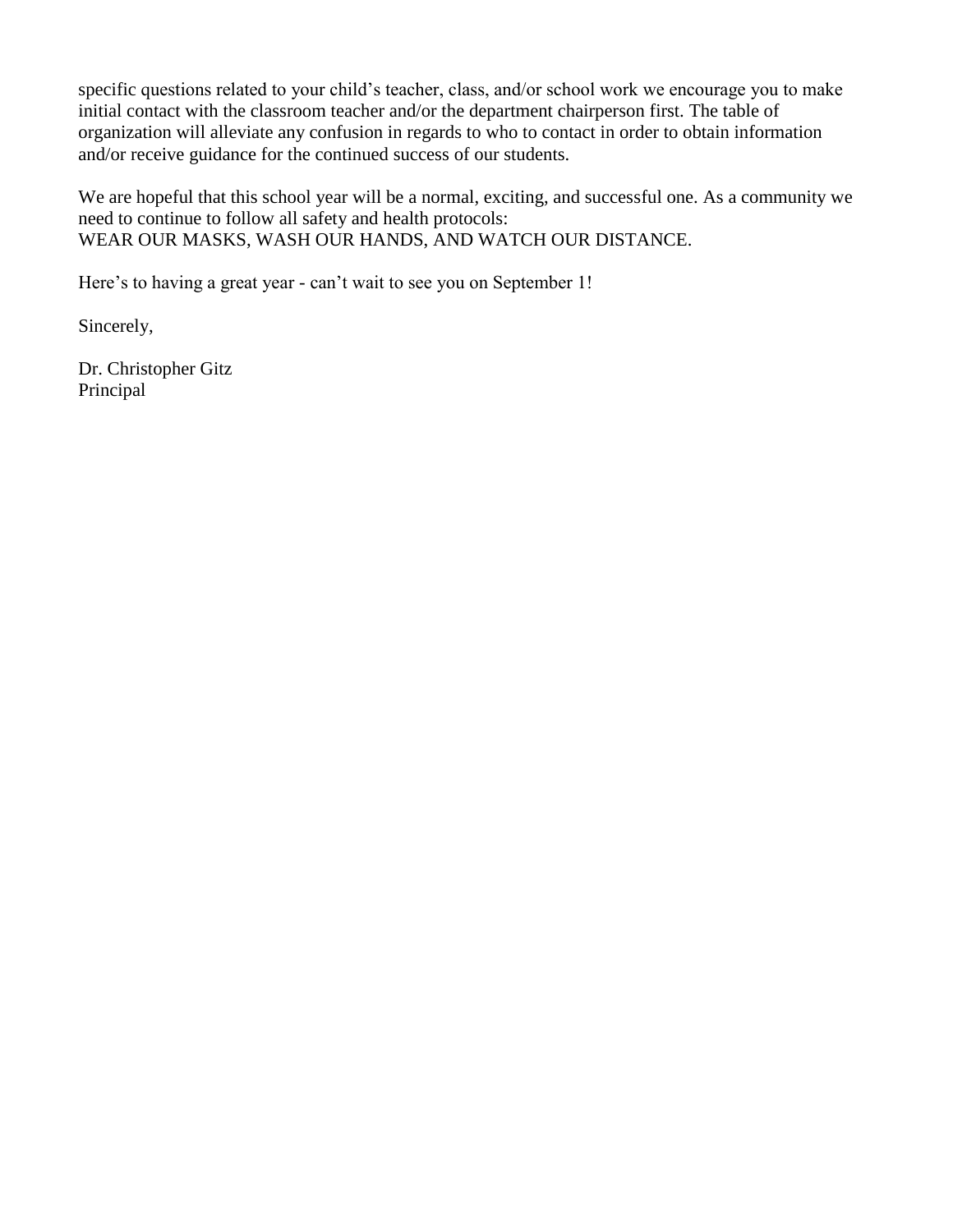specific questions related to your child's teacher, class, and/or school work we encourage you to make initial contact with the classroom teacher and/or the department chairperson first. The table of organization will alleviate any confusion in regards to who to contact in order to obtain information and/or receive guidance for the continued success of our students.

We are hopeful that this school year will be a normal, exciting, and successful one. As a community we need to continue to follow all safety and health protocols:
WEAR OUR MASKS, WASH OUR HANDS, AND WATCH OUR DISTANCE.

Here's to having a great year - can't wait to see you on September 1!

Sincerely,

Dr. Christopher Gitz
Principal